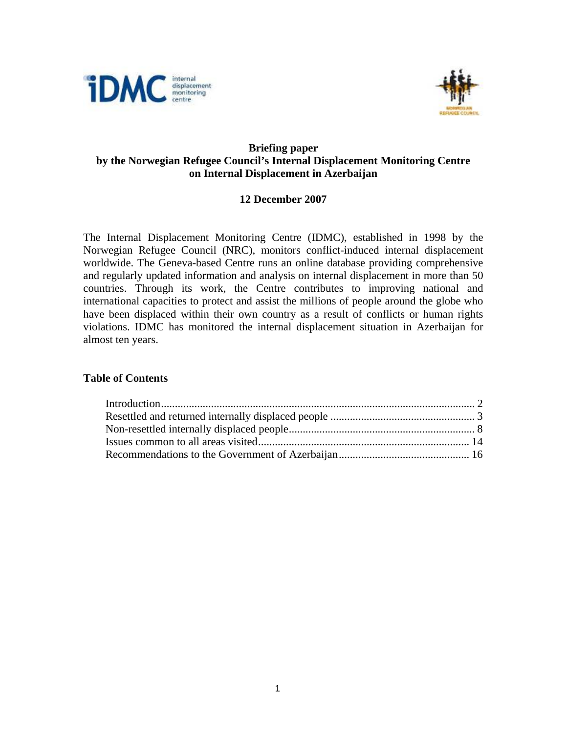# Briefing paper
## by the Norwegian Refugee Council's Internal Displacement Monitoring Centre on Internal Displacement in Azerbaijan

**12 December 2007**

The Internal Displacement Monitoring Centre (IDMC), established in 1998 by the Norwegian Refugee Council (NRC), monitors conflict-induced internal displacement worldwide. The Geneva-based Centre runs an online database providing comprehensive and regularly updated information and analysis on internal displacement in more than 50 countries. Through its work, the Centre contributes to improving national and international capacities to protect and assist the millions of people around the globe who have been displaced within their own country as a result of conflicts or human rights violations. IDMC has monitored the internal displacement situation in Azerbaijan for almost ten years.

### Table of Contents

- Introduction ..... 2
- Resettled and returned internally displaced people ..... 3
- Non-resettled internally displaced people ..... 8
- Issues common to all areas visited ..... 14
- Recommendations to the Government of Azerbaijan ..... 16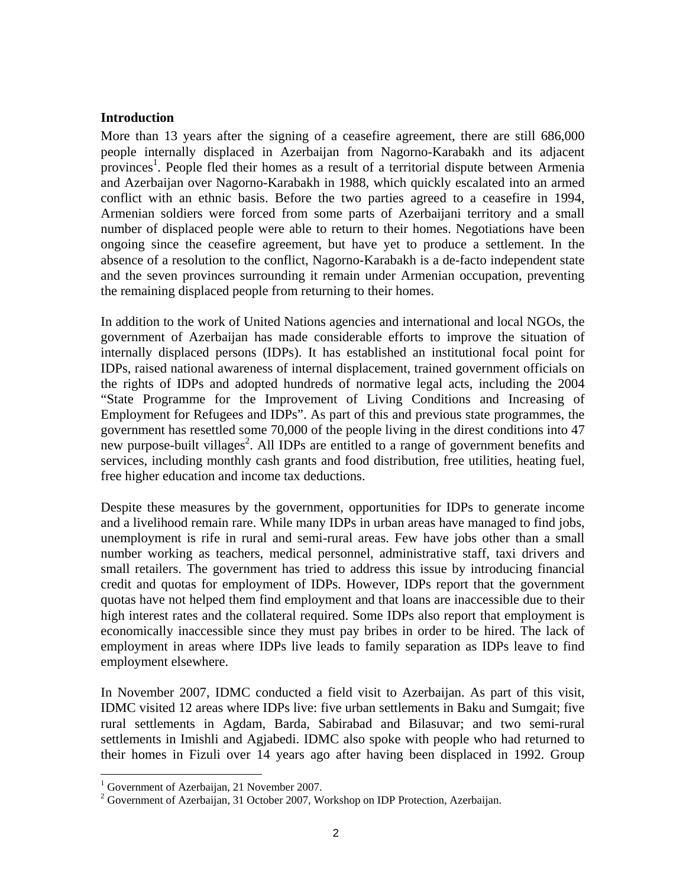## Introduction

More than 13 years after the signing of a ceasefire agreement, there are still 686,000 people internally displaced in Azerbaijan from Nagorno-Karabakh and its adjacent provinces[1]. People fled their homes as a result of a territorial dispute between Armenia and Azerbaijan over Nagorno-Karabakh in 1988, which quickly escalated into an armed conflict with an ethnic basis. Before the two parties agreed to a ceasefire in 1994, Armenian soldiers were forced from some parts of Azerbaijani territory and a small number of displaced people were able to return to their homes. Negotiations have been ongoing since the ceasefire agreement, but have yet to produce a settlement. In the absence of a resolution to the conflict, Nagorno-Karabakh is a de-facto independent state and the seven provinces surrounding it remain under Armenian occupation, preventing the remaining displaced people from returning to their homes.

In addition to the work of United Nations agencies and international and local NGOs, the government of Azerbaijan has made considerable efforts to improve the situation of internally displaced persons (IDPs). It has established an institutional focal point for IDPs, raised national awareness of internal displacement, trained government officials on the rights of IDPs and adopted hundreds of normative legal acts, including the 2004 "State Programme for the Improvement of Living Conditions and Increasing of Employment for Refugees and IDPs". As part of this and previous state programmes, the government has resettled some 70,000 of the people living in the direst conditions into 47 new purpose-built villages[2]. All IDPs are entitled to a range of government benefits and services, including monthly cash grants and food distribution, free utilities, heating fuel, free higher education and income tax deductions.

Despite these measures by the government, opportunities for IDPs to generate income and a livelihood remain rare. While many IDPs in urban areas have managed to find jobs, unemployment is rife in rural and semi-rural areas. Few have jobs other than a small number working as teachers, medical personnel, administrative staff, taxi drivers and small retailers. The government has tried to address this issue by introducing financial credit and quotas for employment of IDPs. However, IDPs report that the government quotas have not helped them find employment and that loans are inaccessible due to their high interest rates and the collateral required. Some IDPs also report that employment is economically inaccessible since they must pay bribes in order to be hired. The lack of employment in areas where IDPs live leads to family separation as IDPs leave to find employment elsewhere.

In November 2007, IDMC conducted a field visit to Azerbaijan. As part of this visit, IDMC visited 12 areas where IDPs live: five urban settlements in Baku and Sumgait; five rural settlements in Agdam, Barda, Sabirabad and Bilasuvar; and two semi-rural settlements in Imishli and Agjabedi. IDMC also spoke with people who had returned to their homes in Fizuli over 14 years ago after having been displaced in 1992. Group

---

[1] Government of Azerbaijan, 21 November 2007.

[2] Government of Azerbaijan, 31 October 2007, Workshop on IDP Protection, Azerbaijan.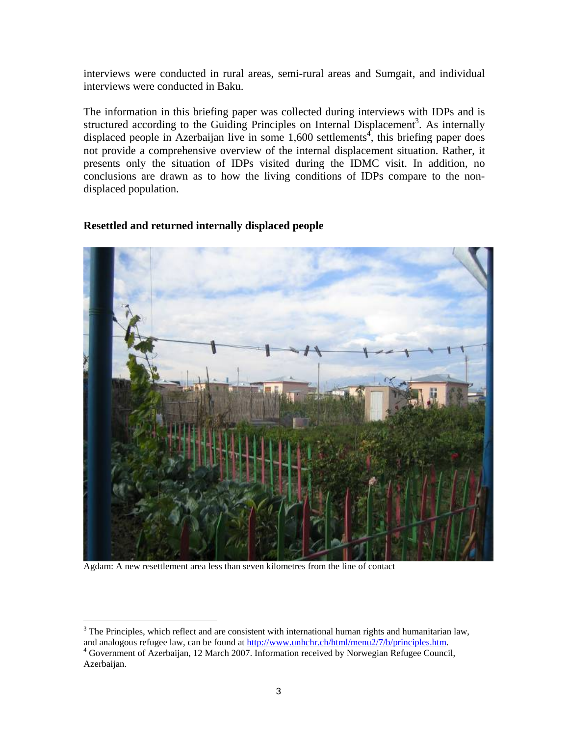interviews were conducted in rural areas, semi-rural areas and Sumgait, and individual interviews were conducted in Baku.

The information in this briefing paper was collected during interviews with IDPs and is structured according to the Guiding Principles on Internal Displacement[3]. As internally displaced people in Azerbaijan live in some 1,600 settlements[4], this briefing paper does not provide a comprehensive overview of the internal displacement situation. Rather, it presents only the situation of IDPs visited during the IDMC visit. In addition, no conclusions are drawn as to how the living conditions of IDPs compare to the non-displaced population.

**Resettled and returned internally displaced people**

Agdam: A new resettlement area less than seven kilometres from the line of contact

[3] The Principles, which reflect and are consistent with international human rights and humanitarian law, and analogous refugee law, can be found at http://www.unhchr.ch/html/menu2/7/b/principles.htm.

[4] Government of Azerbaijan, 12 March 2007. Information received by Norwegian Refugee Council, Azerbaijan.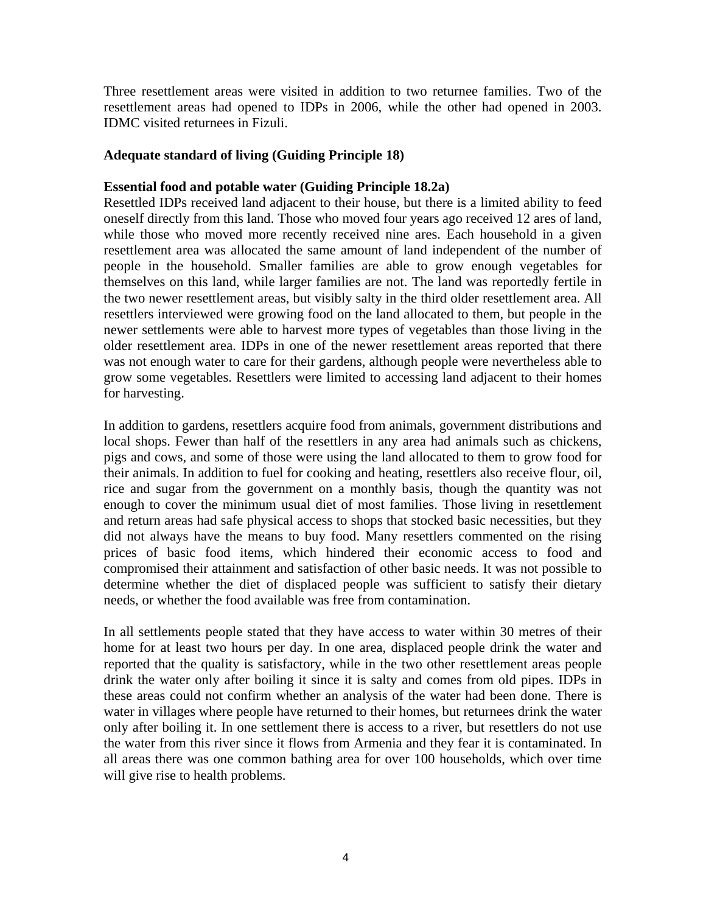Three resettlement areas were visited in addition to two returnee families. Two of the resettlement areas had opened to IDPs in 2006, while the other had opened in 2003. IDMC visited returnees in Fizuli.

## Adequate standard of living (Guiding Principle 18)

### Essential food and potable water (Guiding Principle 18.2a)

Resettled IDPs received land adjacent to their house, but there is a limited ability to feed oneself directly from this land. Those who moved four years ago received 12 ares of land, while those who moved more recently received nine ares. Each household in a given resettlement area was allocated the same amount of land independent of the number of people in the household. Smaller families are able to grow enough vegetables for themselves on this land, while larger families are not. The land was reportedly fertile in the two newer resettlement areas, but visibly salty in the third older resettlement area. All resettlers interviewed were growing food on the land allocated to them, but people in the newer settlements were able to harvest more types of vegetables than those living in the older resettlement area. IDPs in one of the newer resettlement areas reported that there was not enough water to care for their gardens, although people were nevertheless able to grow some vegetables. Resettlers were limited to accessing land adjacent to their homes for harvesting.

In addition to gardens, resettlers acquire food from animals, government distributions and local shops. Fewer than half of the resettlers in any area had animals such as chickens, pigs and cows, and some of those were using the land allocated to them to grow food for their animals. In addition to fuel for cooking and heating, resettlers also receive flour, oil, rice and sugar from the government on a monthly basis, though the quantity was not enough to cover the minimum usual diet of most families. Those living in resettlement and return areas had safe physical access to shops that stocked basic necessities, but they did not always have the means to buy food. Many resettlers commented on the rising prices of basic food items, which hindered their economic access to food and compromised their attainment and satisfaction of other basic needs. It was not possible to determine whether the diet of displaced people was sufficient to satisfy their dietary needs, or whether the food available was free from contamination.

In all settlements people stated that they have access to water within 30 metres of their home for at least two hours per day. In one area, displaced people drink the water and reported that the quality is satisfactory, while in the two other resettlement areas people drink the water only after boiling it since it is salty and comes from old pipes. IDPs in these areas could not confirm whether an analysis of the water had been done. There is water in villages where people have returned to their homes, but returnees drink the water only after boiling it. In one settlement there is access to a river, but resettlers do not use the water from this river since it flows from Armenia and they fear it is contaminated. In all areas there was one common bathing area for over 100 households, which over time will give rise to health problems.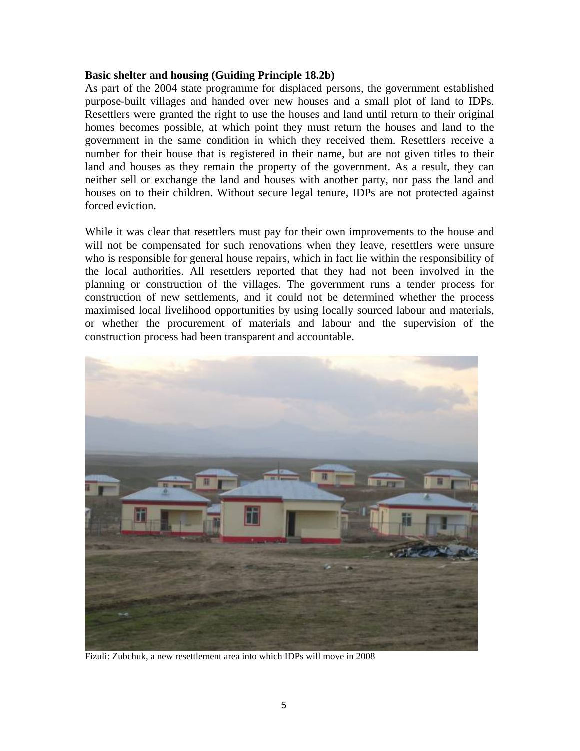**Basic shelter and housing (Guiding Principle 18.2b)**

As part of the 2004 state programme for displaced persons, the government established purpose-built villages and handed over new houses and a small plot of land to IDPs. Resettlers were granted the right to use the houses and land until return to their original homes becomes possible, at which point they must return the houses and land to the government in the same condition in which they received them. Resettlers receive a number for their house that is registered in their name, but are not given titles to their land and houses as they remain the property of the government. As a result, they can neither sell or exchange the land and houses with another party, nor pass the land and houses on to their children. Without secure legal tenure, IDPs are not protected against forced eviction.

While it was clear that resettlers must pay for their own improvements to the house and will not be compensated for such renovations when they leave, resettlers were unsure who is responsible for general house repairs, which in fact lie within the responsibility of the local authorities. All resettlers reported that they had not been involved in the planning or construction of the villages. The government runs a tender process for construction of new settlements, and it could not be determined whether the process maximised local livelihood opportunities by using locally sourced labour and materials, or whether the procurement of materials and labour and the supervision of the construction process had been transparent and accountable.

Fizuli: Zubchuk, a new resettlement area into which IDPs will move in 2008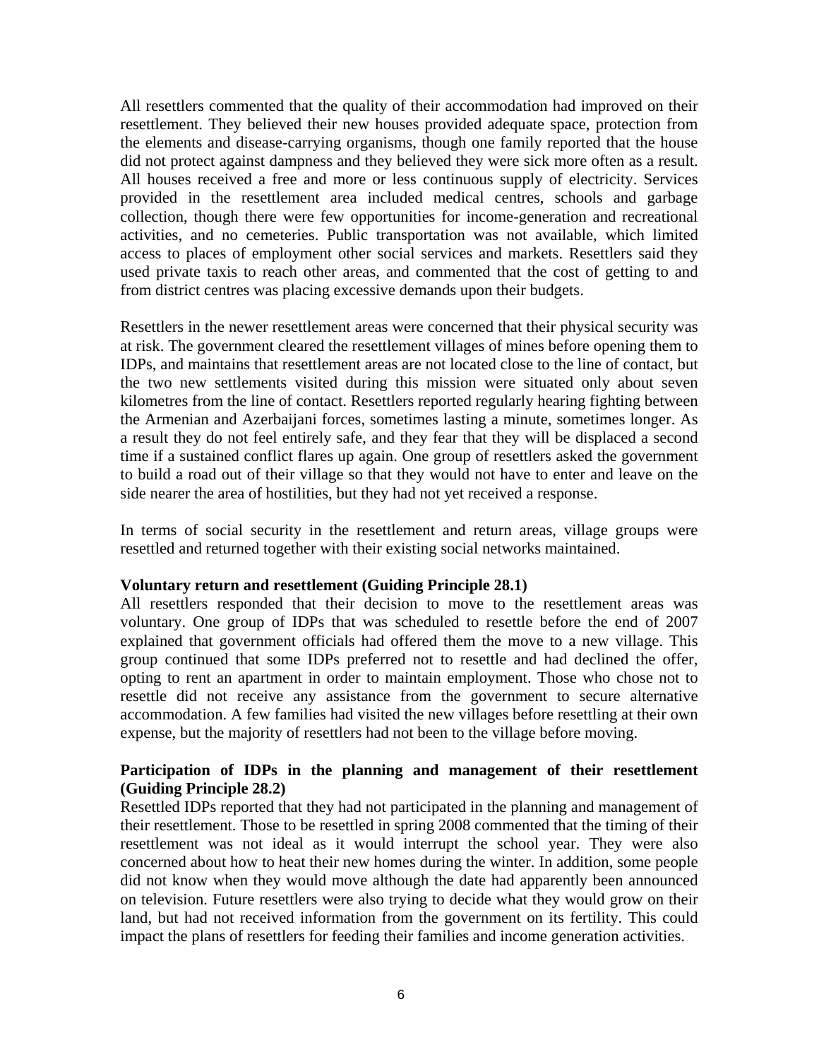All resettlers commented that the quality of their accommodation had improved on their resettlement. They believed their new houses provided adequate space, protection from the elements and disease-carrying organisms, though one family reported that the house did not protect against dampness and they believed they were sick more often as a result. All houses received a free and more or less continuous supply of electricity. Services provided in the resettlement area included medical centres, schools and garbage collection, though there were few opportunities for income-generation and recreational activities, and no cemeteries. Public transportation was not available, which limited access to places of employment other social services and markets. Resettlers said they used private taxis to reach other areas, and commented that the cost of getting to and from district centres was placing excessive demands upon their budgets.

Resettlers in the newer resettlement areas were concerned that their physical security was at risk. The government cleared the resettlement villages of mines before opening them to IDPs, and maintains that resettlement areas are not located close to the line of contact, but the two new settlements visited during this mission were situated only about seven kilometres from the line of contact. Resettlers reported regularly hearing fighting between the Armenian and Azerbaijani forces, sometimes lasting a minute, sometimes longer. As a result they do not feel entirely safe, and they fear that they will be displaced a second time if a sustained conflict flares up again. One group of resettlers asked the government to build a road out of their village so that they would not have to enter and leave on the side nearer the area of hostilities, but they had not yet received a response.

In terms of social security in the resettlement and return areas, village groups were resettled and returned together with their existing social networks maintained.

**Voluntary return and resettlement (Guiding Principle 28.1)**

All resettlers responded that their decision to move to the resettlement areas was voluntary. One group of IDPs that was scheduled to resettle before the end of 2007 explained that government officials had offered them the move to a new village. This group continued that some IDPs preferred not to resettle and had declined the offer, opting to rent an apartment in order to maintain employment. Those who chose not to resettle did not receive any assistance from the government to secure alternative accommodation. A few families had visited the new villages before resettling at their own expense, but the majority of resettlers had not been to the village before moving.

**Participation of IDPs in the planning and management of their resettlement (Guiding Principle 28.2)**

Resettled IDPs reported that they had not participated in the planning and management of their resettlement. Those to be resettled in spring 2008 commented that the timing of their resettlement was not ideal as it would interrupt the school year. They were also concerned about how to heat their new homes during the winter. In addition, some people did not know when they would move although the date had apparently been announced on television. Future resettlers were also trying to decide what they would grow on their land, but had not received information from the government on its fertility. This could impact the plans of resettlers for feeding their families and income generation activities.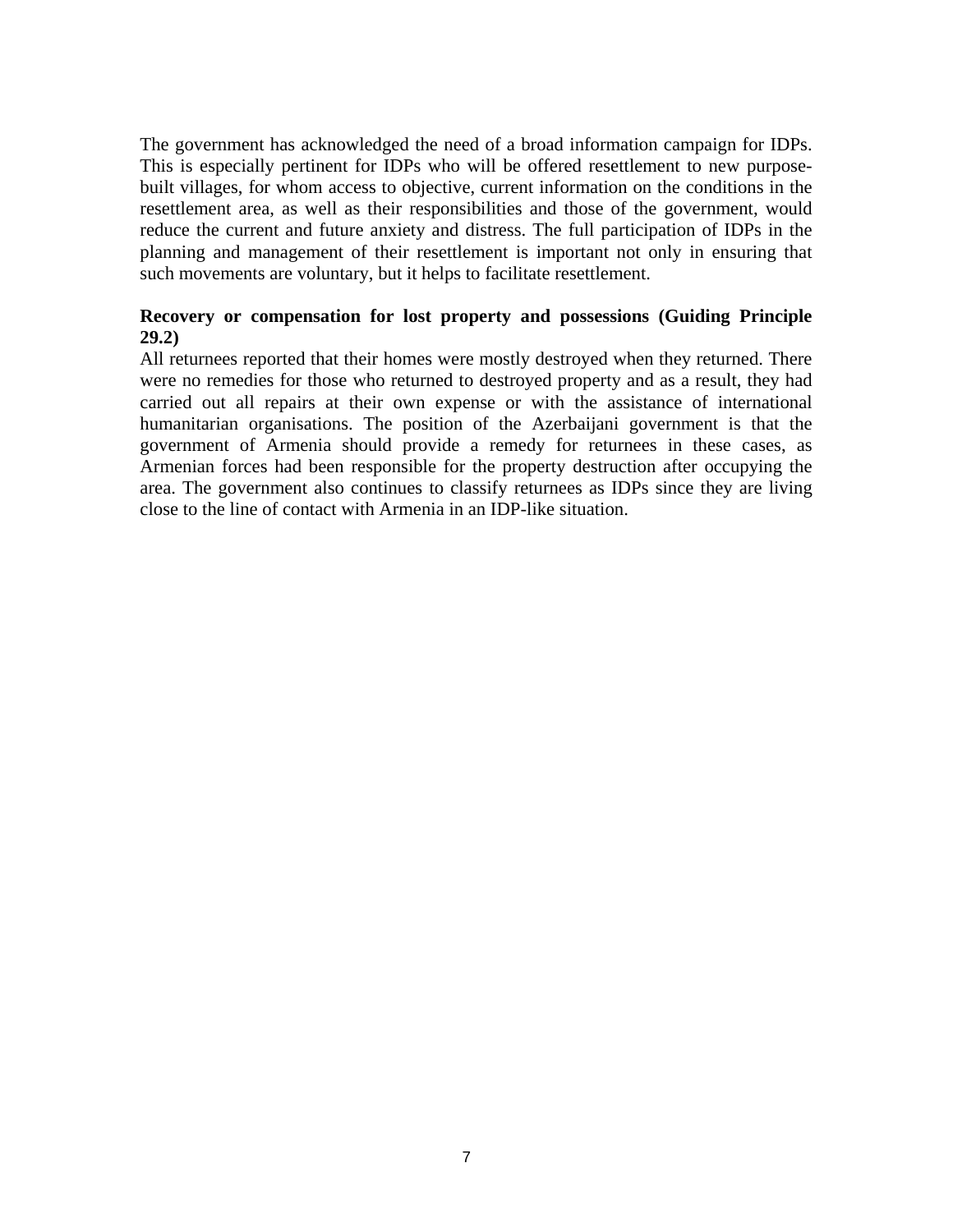The government has acknowledged the need of a broad information campaign for IDPs. This is especially pertinent for IDPs who will be offered resettlement to new purpose-built villages, for whom access to objective, current information on the conditions in the resettlement area, as well as their responsibilities and those of the government, would reduce the current and future anxiety and distress. The full participation of IDPs in the planning and management of their resettlement is important not only in ensuring that such movements are voluntary, but it helps to facilitate resettlement.

**Recovery or compensation for lost property and possessions (Guiding Principle 29.2)**

All returnees reported that their homes were mostly destroyed when they returned. There were no remedies for those who returned to destroyed property and as a result, they had carried out all repairs at their own expense or with the assistance of international humanitarian organisations. The position of the Azerbaijani government is that the government of Armenia should provide a remedy for returnees in these cases, as Armenian forces had been responsible for the property destruction after occupying the area. The government also continues to classify returnees as IDPs since they are living close to the line of contact with Armenia in an IDP-like situation.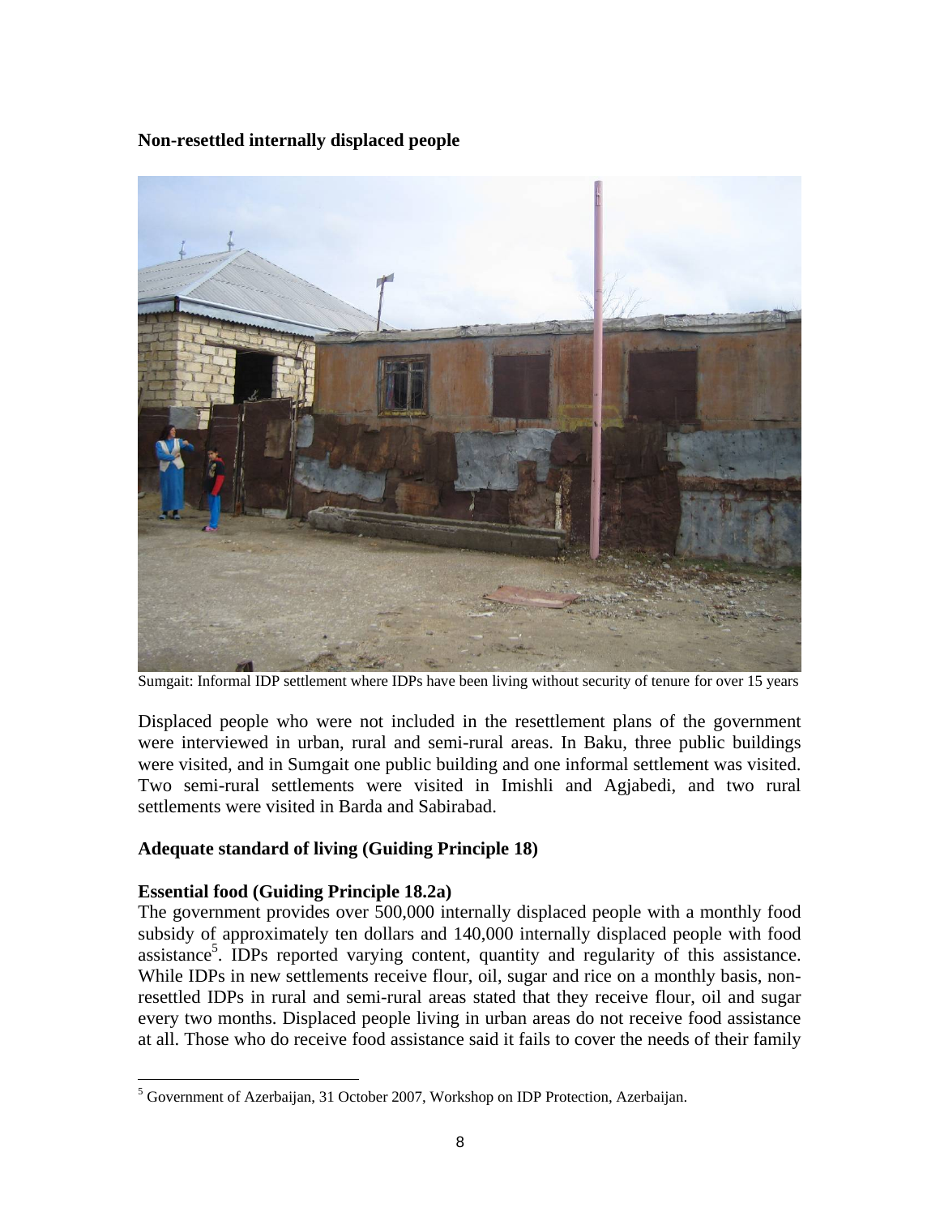**Non-resettled internally displaced people**

Sumgait: Informal IDP settlement where IDPs have been living without security of tenure for over 15 years

Displaced people who were not included in the resettlement plans of the government were interviewed in urban, rural and semi-rural areas. In Baku, three public buildings were visited, and in Sumgait one public building and one informal settlement was visited. Two semi-rural settlements were visited in Imishli and Agjabedi, and two rural settlements were visited in Barda and Sabirabad.

**Adequate standard of living (Guiding Principle 18)**

**Essential food (Guiding Principle 18.2a)**

The government provides over 500,000 internally displaced people with a monthly food subsidy of approximately ten dollars and 140,000 internally displaced people with food assistance[5]. IDPs reported varying content, quantity and regularity of this assistance. While IDPs in new settlements receive flour, oil, sugar and rice on a monthly basis, non-resettled IDPs in rural and semi-rural areas stated that they receive flour, oil and sugar every two months. Displaced people living in urban areas do not receive food assistance at all. Those who do receive food assistance said it fails to cover the needs of their family

[5] Government of Azerbaijan, 31 October 2007, Workshop on IDP Protection, Azerbaijan.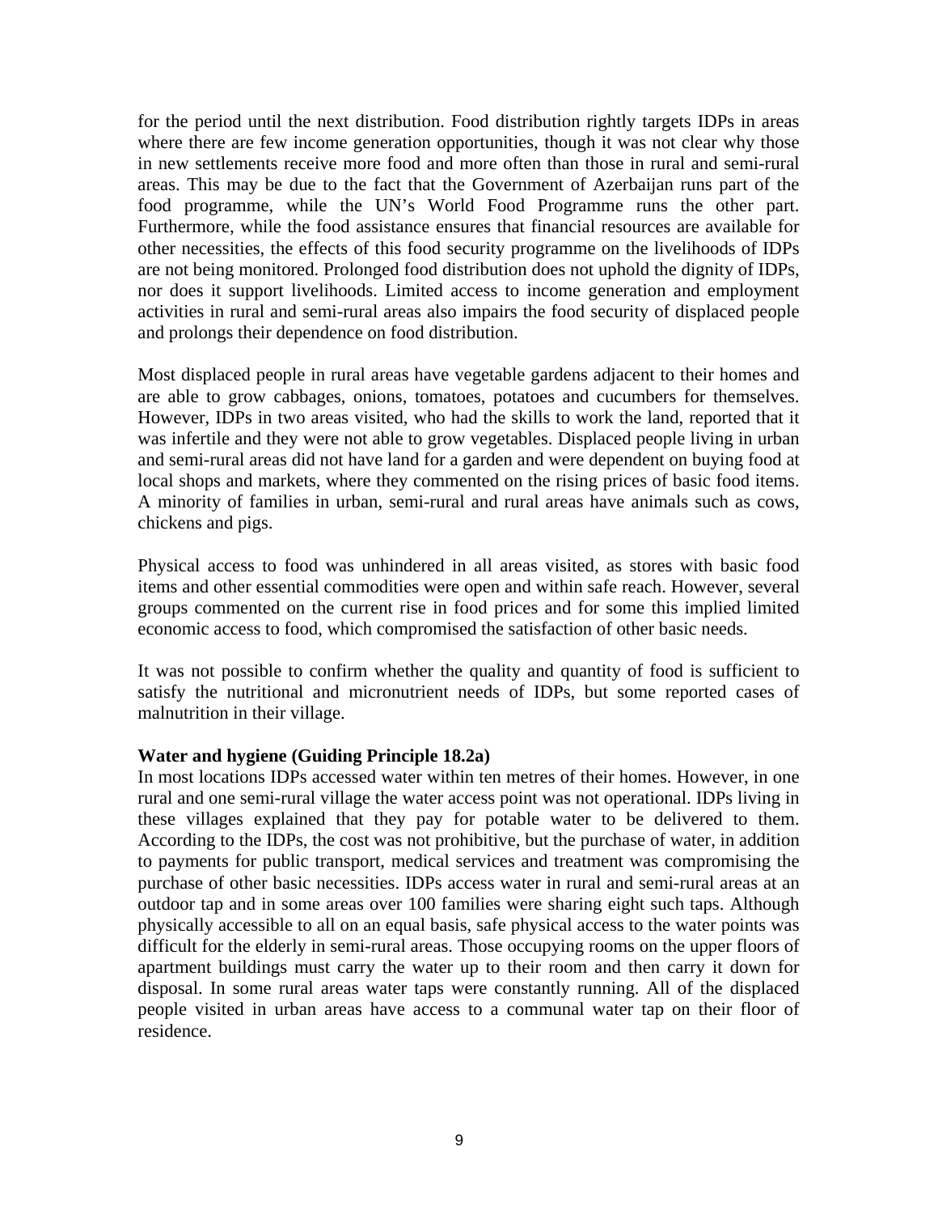for the period until the next distribution. Food distribution rightly targets IDPs in areas where there are few income generation opportunities, though it was not clear why those in new settlements receive more food and more often than those in rural and semi-rural areas. This may be due to the fact that the Government of Azerbaijan runs part of the food programme, while the UN's World Food Programme runs the other part. Furthermore, while the food assistance ensures that financial resources are available for other necessities, the effects of this food security programme on the livelihoods of IDPs are not being monitored. Prolonged food distribution does not uphold the dignity of IDPs, nor does it support livelihoods. Limited access to income generation and employment activities in rural and semi-rural areas also impairs the food security of displaced people and prolongs their dependence on food distribution.

Most displaced people in rural areas have vegetable gardens adjacent to their homes and are able to grow cabbages, onions, tomatoes, potatoes and cucumbers for themselves. However, IDPs in two areas visited, who had the skills to work the land, reported that it was infertile and they were not able to grow vegetables. Displaced people living in urban and semi-rural areas did not have land for a garden and were dependent on buying food at local shops and markets, where they commented on the rising prices of basic food items. A minority of families in urban, semi-rural and rural areas have animals such as cows, chickens and pigs.

Physical access to food was unhindered in all areas visited, as stores with basic food items and other essential commodities were open and within safe reach. However, several groups commented on the current rise in food prices and for some this implied limited economic access to food, which compromised the satisfaction of other basic needs.

It was not possible to confirm whether the quality and quantity of food is sufficient to satisfy the nutritional and micronutrient needs of IDPs, but some reported cases of malnutrition in their village.

**Water and hygiene (Guiding Principle 18.2a)**

In most locations IDPs accessed water within ten metres of their homes. However, in one rural and one semi-rural village the water access point was not operational. IDPs living in these villages explained that they pay for potable water to be delivered to them. According to the IDPs, the cost was not prohibitive, but the purchase of water, in addition to payments for public transport, medical services and treatment was compromising the purchase of other basic necessities. IDPs access water in rural and semi-rural areas at an outdoor tap and in some areas over 100 families were sharing eight such taps. Although physically accessible to all on an equal basis, safe physical access to the water points was difficult for the elderly in semi-rural areas. Those occupying rooms on the upper floors of apartment buildings must carry the water up to their room and then carry it down for disposal. In some rural areas water taps were constantly running. All of the displaced people visited in urban areas have access to a communal water tap on their floor of residence.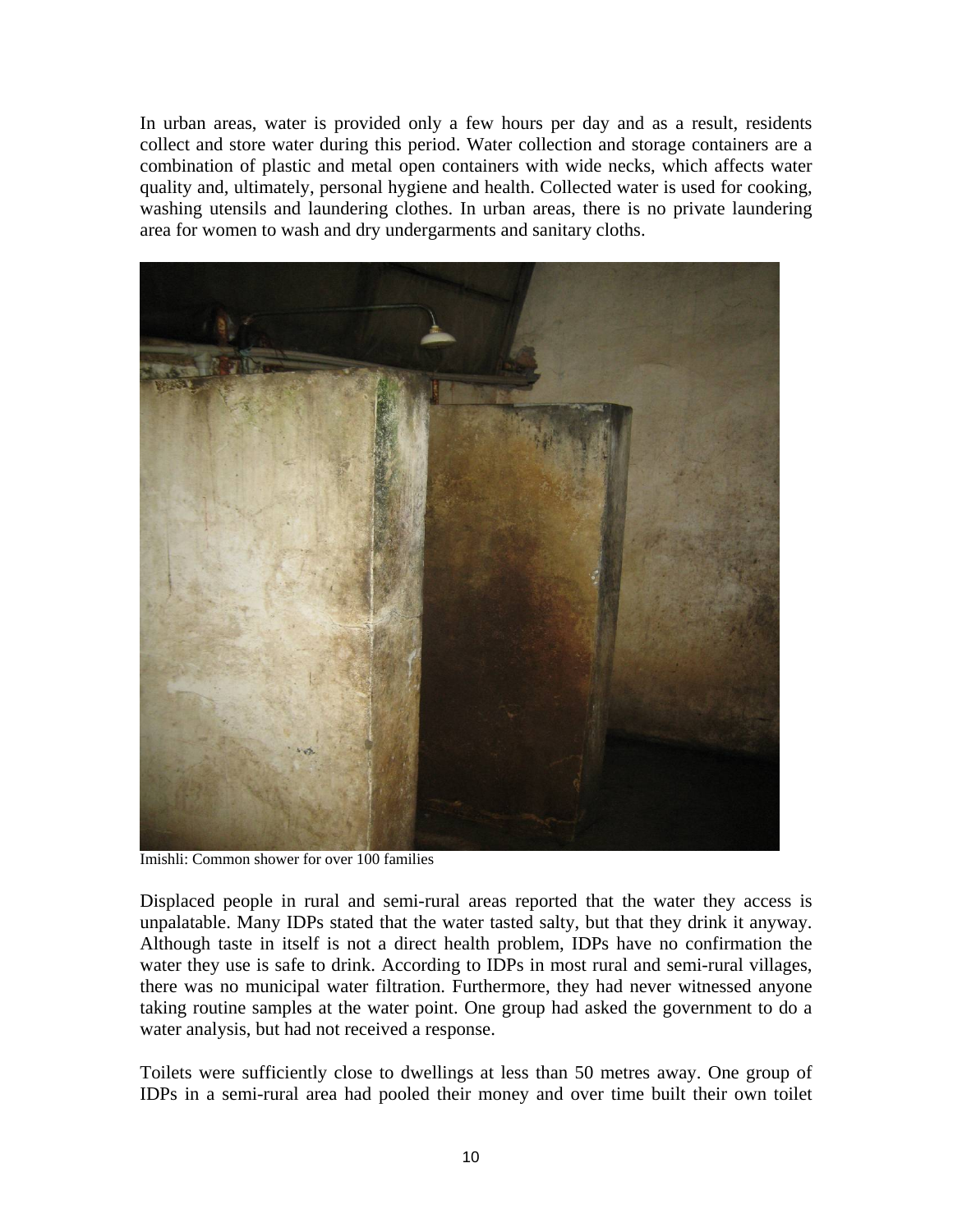In urban areas, water is provided only a few hours per day and as a result, residents collect and store water during this period. Water collection and storage containers are a combination of plastic and metal open containers with wide necks, which affects water quality and, ultimately, personal hygiene and health. Collected water is used for cooking, washing utensils and laundering clothes. In urban areas, there is no private laundering area for women to wash and dry undergarments and sanitary cloths.

Imishli: Common shower for over 100 families

Displaced people in rural and semi-rural areas reported that the water they access is unpalatable. Many IDPs stated that the water tasted salty, but that they drink it anyway. Although taste in itself is not a direct health problem, IDPs have no confirmation the water they use is safe to drink. According to IDPs in most rural and semi-rural villages, there was no municipal water filtration. Furthermore, they had never witnessed anyone taking routine samples at the water point. One group had asked the government to do a water analysis, but had not received a response.

Toilets were sufficiently close to dwellings at less than 50 metres away. One group of IDPs in a semi-rural area had pooled their money and over time built their own toilet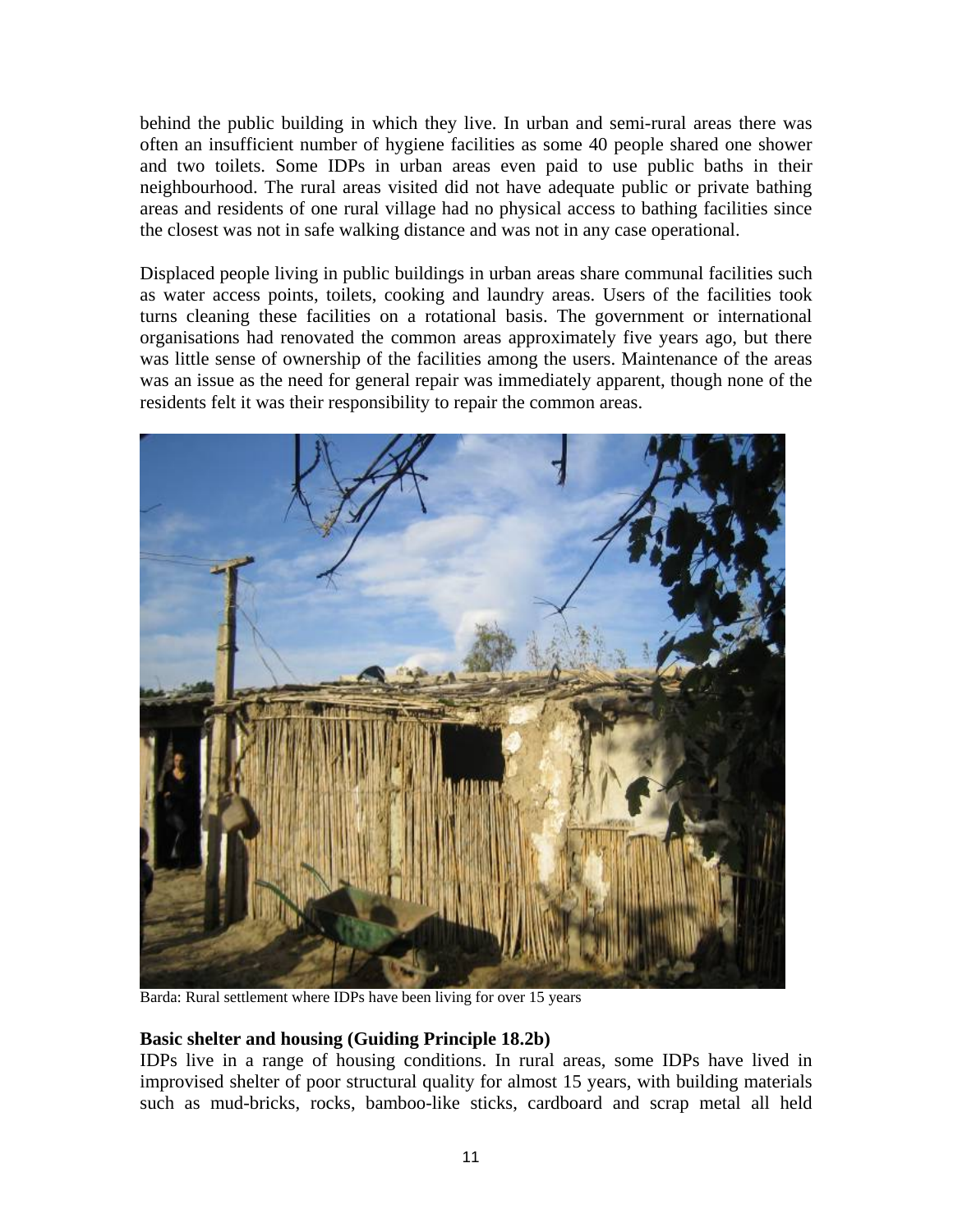behind the public building in which they live. In urban and semi-rural areas there was often an insufficient number of hygiene facilities as some 40 people shared one shower and two toilets. Some IDPs in urban areas even paid to use public baths in their neighbourhood. The rural areas visited did not have adequate public or private bathing areas and residents of one rural village had no physical access to bathing facilities since the closest was not in safe walking distance and was not in any case operational.

Displaced people living in public buildings in urban areas share communal facilities such as water access points, toilets, cooking and laundry areas. Users of the facilities took turns cleaning these facilities on a rotational basis. The government or international organisations had renovated the common areas approximately five years ago, but there was little sense of ownership of the facilities among the users. Maintenance of the areas was an issue as the need for general repair was immediately apparent, though none of the residents felt it was their responsibility to repair the common areas.

Barda: Rural settlement where IDPs have been living for over 15 years

**Basic shelter and housing (Guiding Principle 18.2b)**

IDPs live in a range of housing conditions. In rural areas, some IDPs have lived in improvised shelter of poor structural quality for almost 15 years, with building materials such as mud-bricks, rocks, bamboo-like sticks, cardboard and scrap metal all held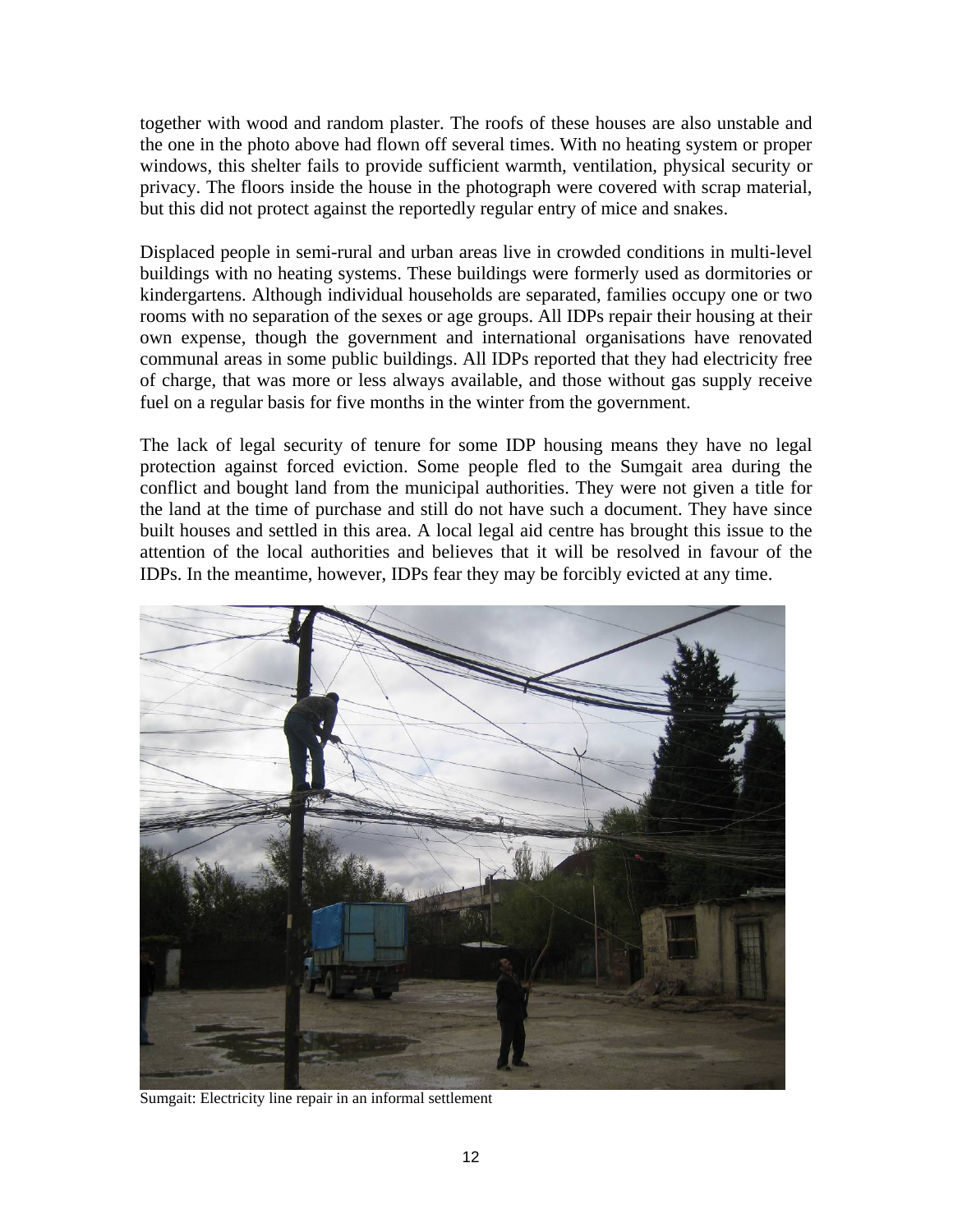together with wood and random plaster. The roofs of these houses are also unstable and the one in the photo above had flown off several times. With no heating system or proper windows, this shelter fails to provide sufficient warmth, ventilation, physical security or privacy. The floors inside the house in the photograph were covered with scrap material, but this did not protect against the reportedly regular entry of mice and snakes.

Displaced people in semi-rural and urban areas live in crowded conditions in multi-level buildings with no heating systems. These buildings were formerly used as dormitories or kindergartens. Although individual households are separated, families occupy one or two rooms with no separation of the sexes or age groups. All IDPs repair their housing at their own expense, though the government and international organisations have renovated communal areas in some public buildings. All IDPs reported that they had electricity free of charge, that was more or less always available, and those without gas supply receive fuel on a regular basis for five months in the winter from the government.

The lack of legal security of tenure for some IDP housing means they have no legal protection against forced eviction. Some people fled to the Sumgait area during the conflict and bought land from the municipal authorities. They were not given a title for the land at the time of purchase and still do not have such a document. They have since built houses and settled in this area. A local legal aid centre has brought this issue to the attention of the local authorities and believes that it will be resolved in favour of the IDPs. In the meantime, however, IDPs fear they may be forcibly evicted at any time.

Sumgait: Electricity line repair in an informal settlement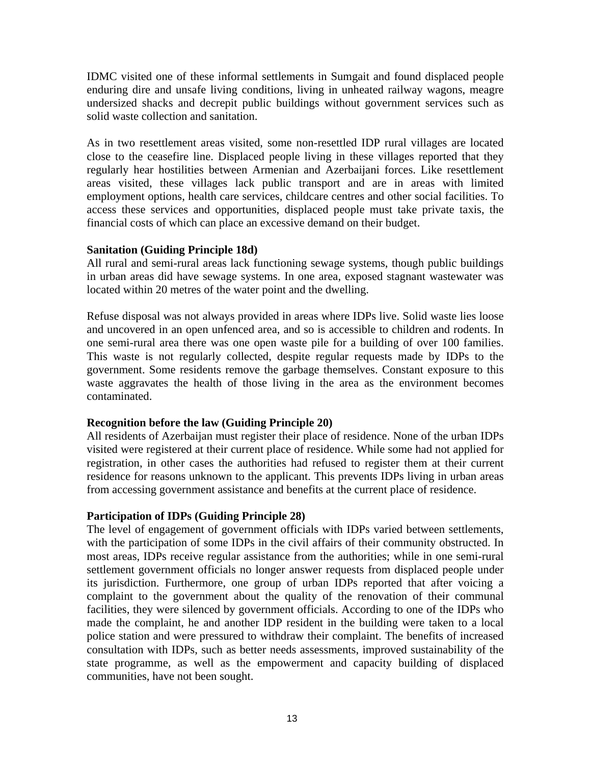IDMC visited one of these informal settlements in Sumgait and found displaced people enduring dire and unsafe living conditions, living in unheated railway wagons, meagre undersized shacks and decrepit public buildings without government services such as solid waste collection and sanitation.

As in two resettlement areas visited, some non-resettled IDP rural villages are located close to the ceasefire line. Displaced people living in these villages reported that they regularly hear hostilities between Armenian and Azerbaijani forces. Like resettlement areas visited, these villages lack public transport and are in areas with limited employment options, health care services, childcare centres and other social facilities. To access these services and opportunities, displaced people must take private taxis, the financial costs of which can place an excessive demand on their budget.

**Sanitation (Guiding Principle 18d)**

All rural and semi-rural areas lack functioning sewage systems, though public buildings in urban areas did have sewage systems. In one area, exposed stagnant wastewater was located within 20 metres of the water point and the dwelling.

Refuse disposal was not always provided in areas where IDPs live. Solid waste lies loose and uncovered in an open unfenced area, and so is accessible to children and rodents. In one semi-rural area there was one open waste pile for a building of over 100 families. This waste is not regularly collected, despite regular requests made by IDPs to the government. Some residents remove the garbage themselves. Constant exposure to this waste aggravates the health of those living in the area as the environment becomes contaminated.

**Recognition before the law (Guiding Principle 20)**

All residents of Azerbaijan must register their place of residence. None of the urban IDPs visited were registered at their current place of residence. While some had not applied for registration, in other cases the authorities had refused to register them at their current residence for reasons unknown to the applicant. This prevents IDPs living in urban areas from accessing government assistance and benefits at the current place of residence.

**Participation of IDPs (Guiding Principle 28)**

The level of engagement of government officials with IDPs varied between settlements, with the participation of some IDPs in the civil affairs of their community obstructed. In most areas, IDPs receive regular assistance from the authorities; while in one semi-rural settlement government officials no longer answer requests from displaced people under its jurisdiction. Furthermore, one group of urban IDPs reported that after voicing a complaint to the government about the quality of the renovation of their communal facilities, they were silenced by government officials. According to one of the IDPs who made the complaint, he and another IDP resident in the building were taken to a local police station and were pressured to withdraw their complaint. The benefits of increased consultation with IDPs, such as better needs assessments, improved sustainability of the state programme, as well as the empowerment and capacity building of displaced communities, have not been sought.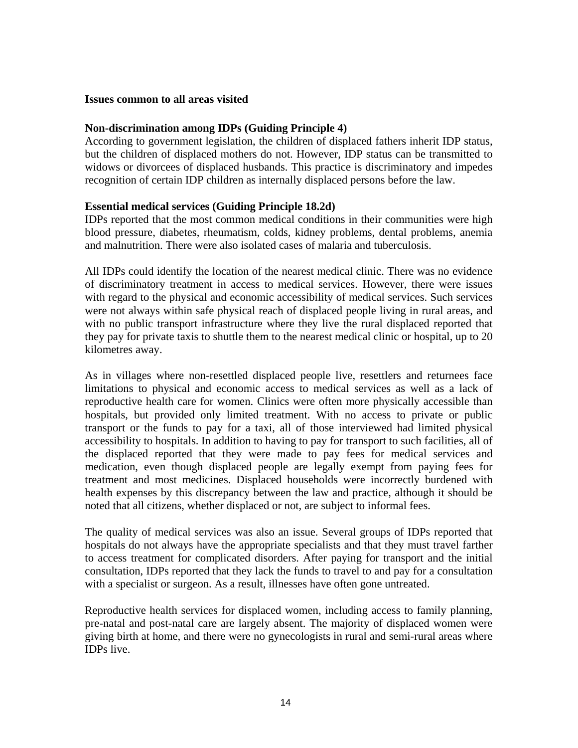**Issues common to all areas visited**

**Non-discrimination among IDPs (Guiding Principle 4)**

According to government legislation, the children of displaced fathers inherit IDP status, but the children of displaced mothers do not. However, IDP status can be transmitted to widows or divorcees of displaced husbands. This practice is discriminatory and impedes recognition of certain IDP children as internally displaced persons before the law.

**Essential medical services (Guiding Principle 18.2d)**

IDPs reported that the most common medical conditions in their communities were high blood pressure, diabetes, rheumatism, colds, kidney problems, dental problems, anemia and malnutrition. There were also isolated cases of malaria and tuberculosis.

All IDPs could identify the location of the nearest medical clinic. There was no evidence of discriminatory treatment in access to medical services. However, there were issues with regard to the physical and economic accessibility of medical services. Such services were not always within safe physical reach of displaced people living in rural areas, and with no public transport infrastructure where they live the rural displaced reported that they pay for private taxis to shuttle them to the nearest medical clinic or hospital, up to 20 kilometres away.

As in villages where non-resettled displaced people live, resettlers and returnees face limitations to physical and economic access to medical services as well as a lack of reproductive health care for women. Clinics were often more physically accessible than hospitals, but provided only limited treatment. With no access to private or public transport or the funds to pay for a taxi, all of those interviewed had limited physical accessibility to hospitals. In addition to having to pay for transport to such facilities, all of the displaced reported that they were made to pay fees for medical services and medication, even though displaced people are legally exempt from paying fees for treatment and most medicines. Displaced households were incorrectly burdened with health expenses by this discrepancy between the law and practice, although it should be noted that all citizens, whether displaced or not, are subject to informal fees.

The quality of medical services was also an issue. Several groups of IDPs reported that hospitals do not always have the appropriate specialists and that they must travel farther to access treatment for complicated disorders. After paying for transport and the initial consultation, IDPs reported that they lack the funds to travel to and pay for a consultation with a specialist or surgeon. As a result, illnesses have often gone untreated.

Reproductive health services for displaced women, including access to family planning, pre-natal and post-natal care are largely absent. The majority of displaced women were giving birth at home, and there were no gynecologists in rural and semi-rural areas where IDPs live.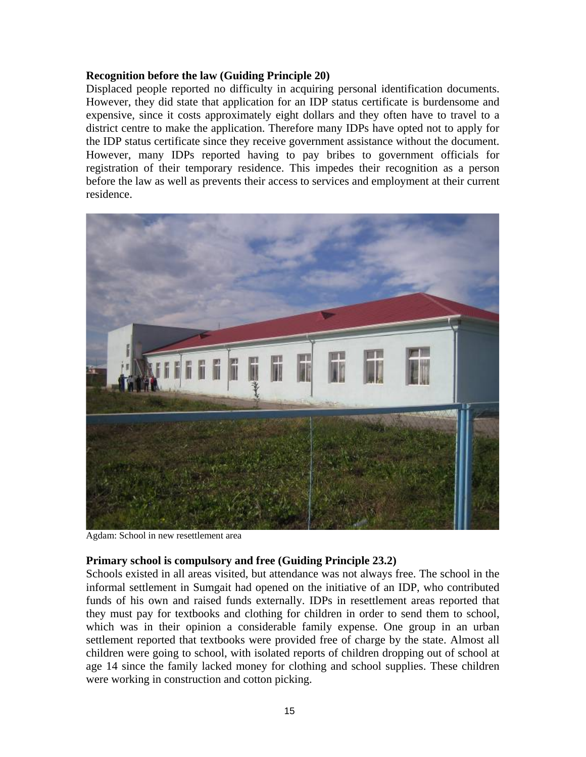**Recognition before the law (Guiding Principle 20)**

Displaced people reported no difficulty in acquiring personal identification documents. However, they did state that application for an IDP status certificate is burdensome and expensive, since it costs approximately eight dollars and they often have to travel to a district centre to make the application. Therefore many IDPs have opted not to apply for the IDP status certificate since they receive government assistance without the document. However, many IDPs reported having to pay bribes to government officials for registration of their temporary residence. This impedes their recognition as a person before the law as well as prevents their access to services and employment at their current residence.

Agdam: School in new resettlement area

**Primary school is compulsory and free (Guiding Principle 23.2)**

Schools existed in all areas visited, but attendance was not always free. The school in the informal settlement in Sumgait had opened on the initiative of an IDP, who contributed funds of his own and raised funds externally. IDPs in resettlement areas reported that they must pay for textbooks and clothing for children in order to send them to school, which was in their opinion a considerable family expense. One group in an urban settlement reported that textbooks were provided free of charge by the state. Almost all children were going to school, with isolated reports of children dropping out of school at age 14 since the family lacked money for clothing and school supplies. These children were working in construction and cotton picking.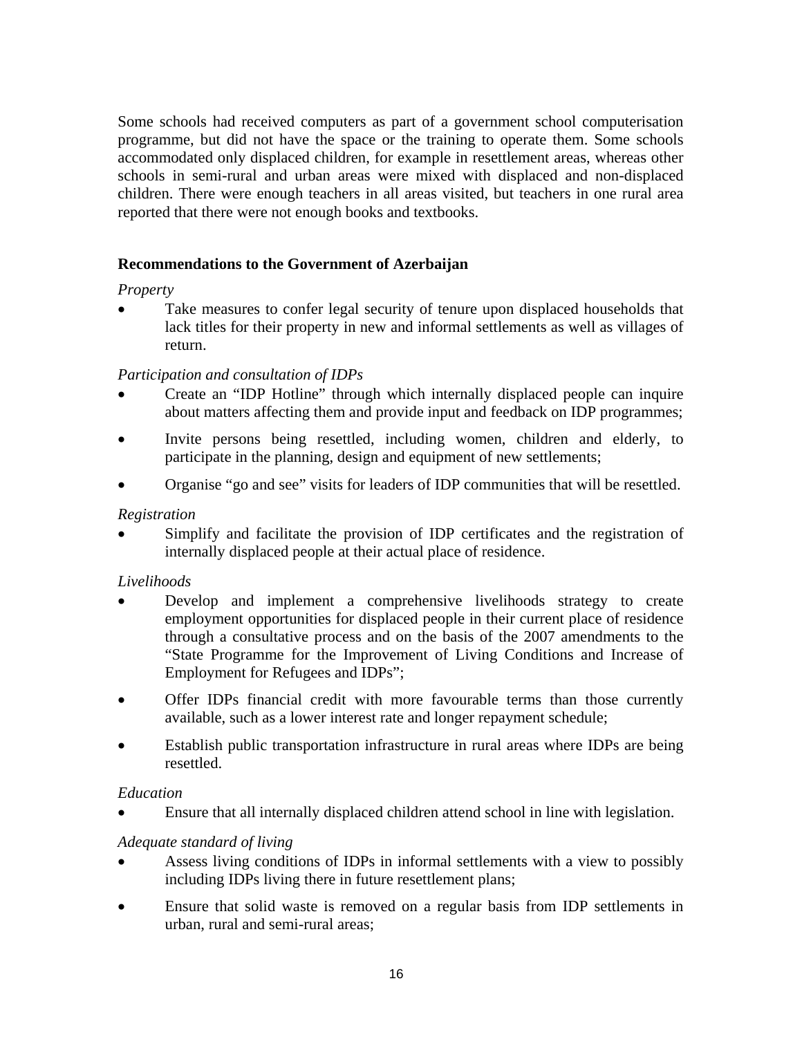Some schools had received computers as part of a government school computerisation programme, but did not have the space or the training to operate them. Some schools accommodated only displaced children, for example in resettlement areas, whereas other schools in semi-rural and urban areas were mixed with displaced and non-displaced children. There were enough teachers in all areas visited, but teachers in one rural area reported that there were not enough books and textbooks.

## Recommendations to the Government of Azerbaijan

*Property*

- Take measures to confer legal security of tenure upon displaced households that lack titles for their property in new and informal settlements as well as villages of return.

*Participation and consultation of IDPs*

- Create an "IDP Hotline" through which internally displaced people can inquire about matters affecting them and provide input and feedback on IDP programmes;
- Invite persons being resettled, including women, children and elderly, to participate in the planning, design and equipment of new settlements;
- Organise "go and see" visits for leaders of IDP communities that will be resettled.

*Registration*

- Simplify and facilitate the provision of IDP certificates and the registration of internally displaced people at their actual place of residence.

*Livelihoods*

- Develop and implement a comprehensive livelihoods strategy to create employment opportunities for displaced people in their current place of residence through a consultative process and on the basis of the 2007 amendments to the "State Programme for the Improvement of Living Conditions and Increase of Employment for Refugees and IDPs";
- Offer IDPs financial credit with more favourable terms than those currently available, such as a lower interest rate and longer repayment schedule;
- Establish public transportation infrastructure in rural areas where IDPs are being resettled.

*Education*

- Ensure that all internally displaced children attend school in line with legislation.

*Adequate standard of living*

- Assess living conditions of IDPs in informal settlements with a view to possibly including IDPs living there in future resettlement plans;
- Ensure that solid waste is removed on a regular basis from IDP settlements in urban, rural and semi-rural areas;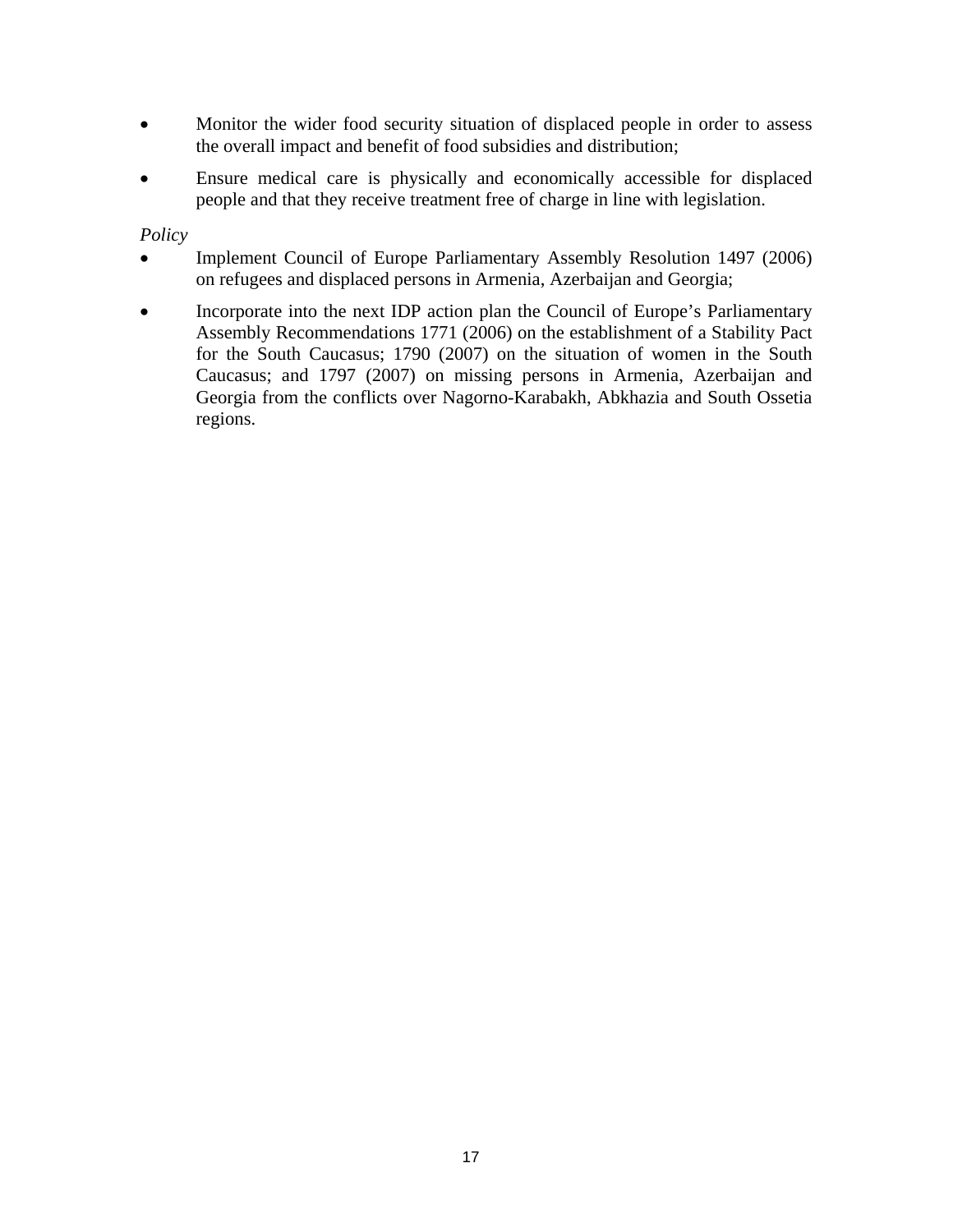- Monitor the wider food security situation of displaced people in order to assess the overall impact and benefit of food subsidies and distribution;
- Ensure medical care is physically and economically accessible for displaced people and that they receive treatment free of charge in line with legislation.

*Policy*

- Implement Council of Europe Parliamentary Assembly Resolution 1497 (2006) on refugees and displaced persons in Armenia, Azerbaijan and Georgia;
- Incorporate into the next IDP action plan the Council of Europe's Parliamentary Assembly Recommendations 1771 (2006) on the establishment of a Stability Pact for the South Caucasus; 1790 (2007) on the situation of women in the South Caucasus; and 1797 (2007) on missing persons in Armenia, Azerbaijan and Georgia from the conflicts over Nagorno-Karabakh, Abkhazia and South Ossetia regions.